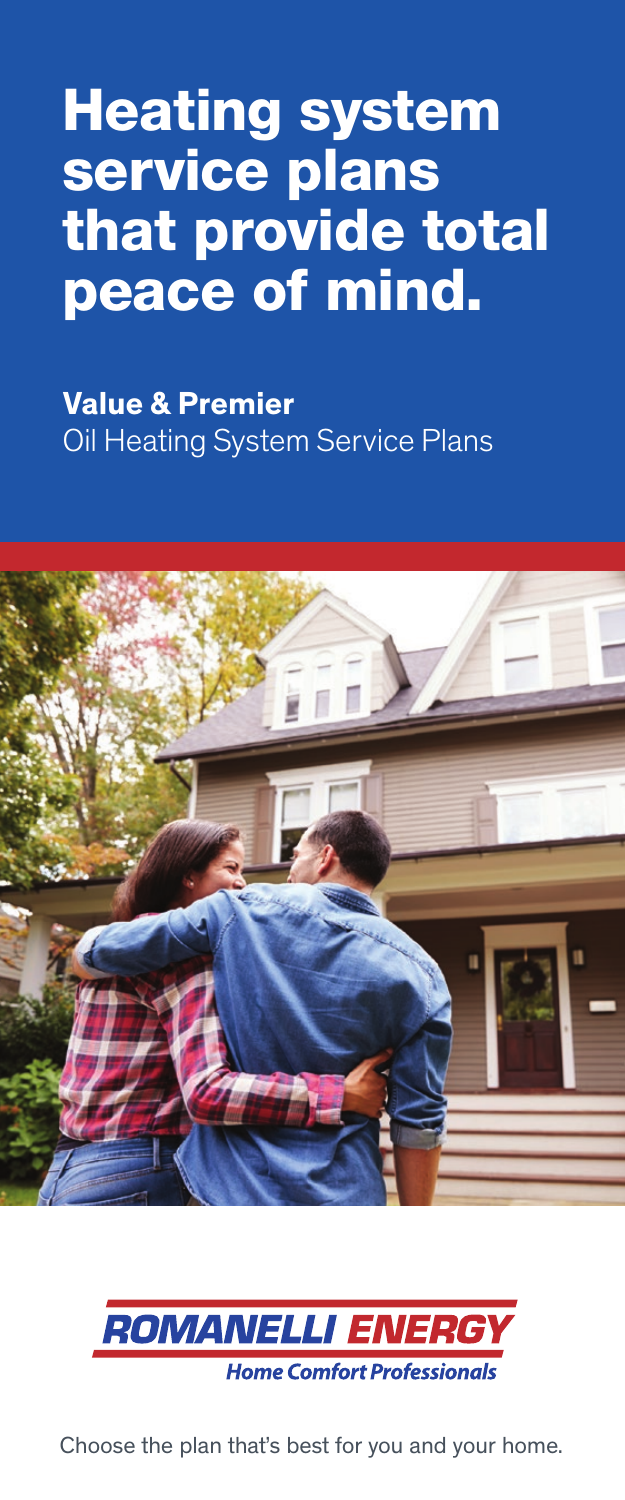# Heating system service plans that provide total peace of mind.

**Value & Premier**
Oil Heating System Service Plans

ROMANELLI ENERGY
Home Comfort Professionals

Choose the plan that's best for you and your home.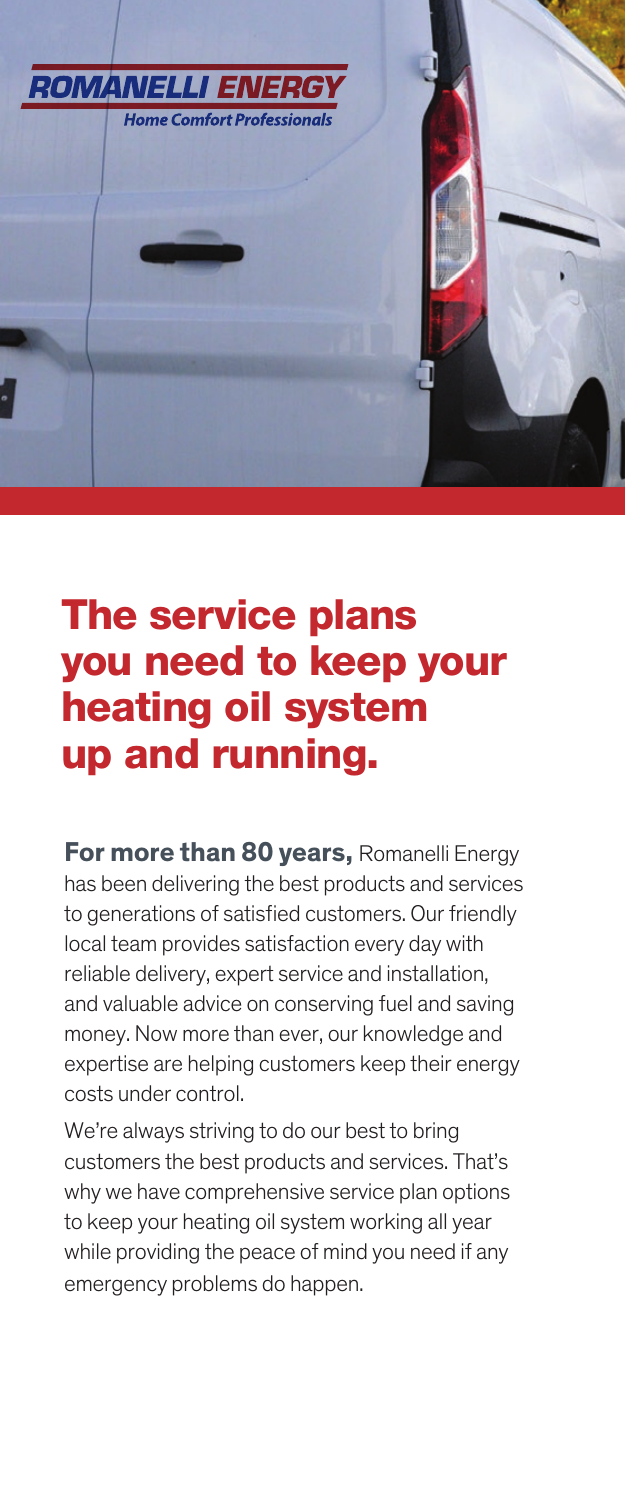ROMANELLI ENERGY

Home Comfort Professionals

# The service plans you need to keep your heating oil system up and running.

**For more than 80 years,** Romanelli Energy has been delivering the best products and services to generations of satisfied customers. Our friendly local team provides satisfaction every day with reliable delivery, expert service and installation, and valuable advice on conserving fuel and saving money. Now more than ever, our knowledge and expertise are helping customers keep their energy costs under control.

We're always striving to do our best to bring customers the best products and services. That's why we have comprehensive service plan options to keep your heating oil system working all year while providing the peace of mind you need if any emergency problems do happen.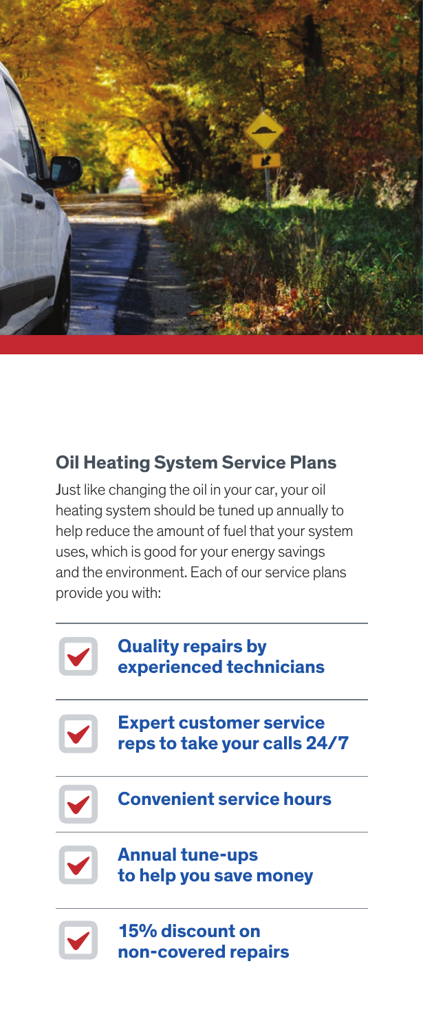## Oil Heating System Service Plans

Just like changing the oil in your car, your oil heating system should be tuned up annually to help reduce the amount of fuel that your system uses, which is good for your energy savings and the environment. Each of our service plans provide you with:

- **Quality repairs by experienced technicians**
- **Expert customer service reps to take your calls 24/7**
- **Convenient service hours**
- **Annual tune-ups to help you save money**
- **15% discount on non-covered repairs**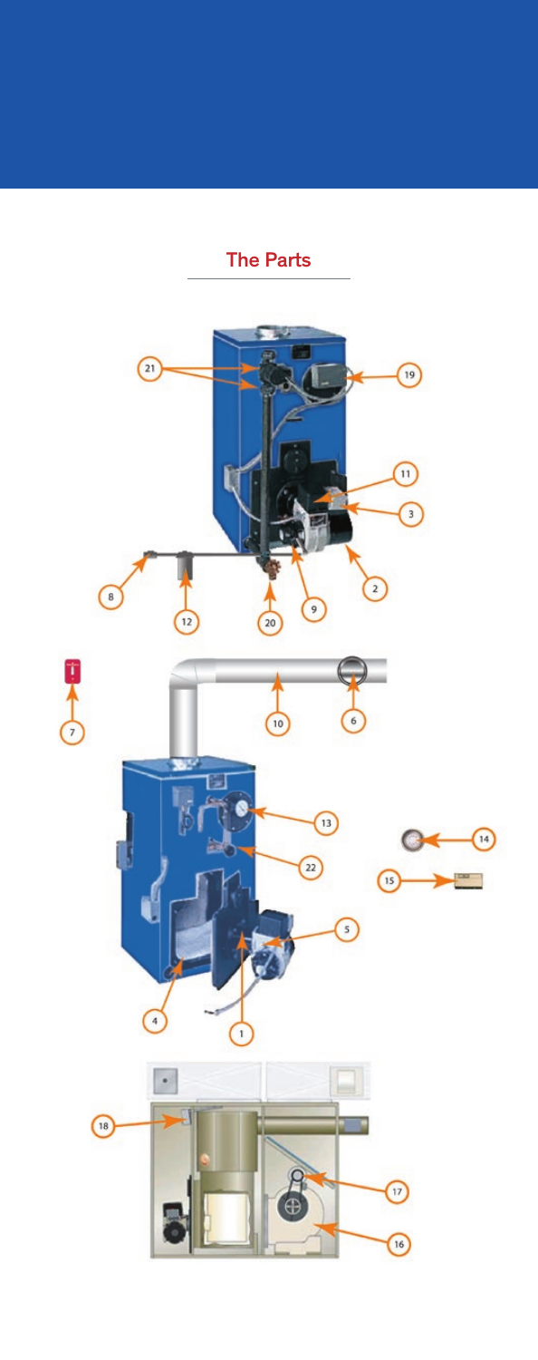## The Parts

21

19

11

3

2

9

20

12

8

7

10

6

13

22

14

15

5

4

1

18

17

16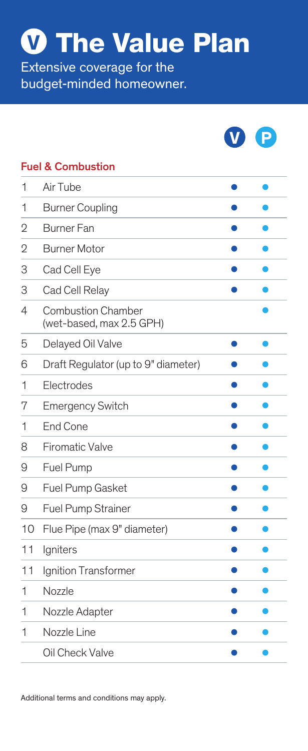# V The Value Plan

Extensive coverage for the budget-minded homeowner.

## Fuel & Combustion

| # | Item | V | P |
|---|---|---|---|
| 1 | Air Tube | ● | ● |
| 1 | Burner Coupling | ● | ● |
| 2 | Burner Fan | ● | ● |
| 2 | Burner Motor | ● | ● |
| 3 | Cad Cell Eye | ● | ● |
| 3 | Cad Cell Relay | ● | ● |
| 4 | Combustion Chamber (wet-based, max 2.5 GPH) | | ● |
| 5 | Delayed Oil Valve | ● | ● |
| 6 | Draft Regulator (up to 9" diameter) | ● | ● |
| 1 | Electrodes | ● | ● |
| 7 | Emergency Switch | ● | ● |
| 1 | End Cone | ● | ● |
| 8 | Firomatic Valve | ● | ● |
| 9 | Fuel Pump | ● | ● |
| 9 | Fuel Pump Gasket | ● | ● |
| 9 | Fuel Pump Strainer | ● | ● |
| 10 | Flue Pipe (max 9" diameter) | ● | ● |
| 11 | Igniters | ● | ● |
| 11 | Ignition Transformer | ● | ● |
| 1 | Nozzle | ● | ● |
| 1 | Nozzle Adapter | ● | ● |
| 1 | Nozzle Line | ● | ● |
| | Oil Check Valve | ● | ● |

Additional terms and conditions may apply.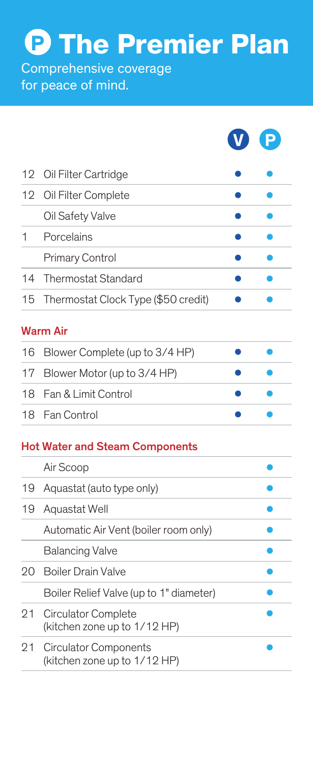# The Premier Plan

Comprehensive coverage for peace of mind.

| | | V | P |
|---|---|---|---|
| 12 | Oil Filter Cartridge | ● | ● |
| 12 | Oil Filter Complete | ● | ● |
| | Oil Safety Valve | ● | ● |
| 1 | Porcelains | ● | ● |
| | Primary Control | ● | ● |
| 14 | Thermostat Standard | ● | ● |
| 15 | Thermostat Clock Type ($50 credit) | ● | ● |

### Warm Air

| | | V | P |
|---|---|---|---|
| 16 | Blower Complete (up to 3/4 HP) | ● | ● |
| 17 | Blower Motor (up to 3/4 HP) | ● | ● |
| 18 | Fan & Limit Control | ● | ● |
| 18 | Fan Control | ● | ● |

### Hot Water and Steam Components

| | | V | P |
|---|---|---|---|
| | Air Scoop | | ● |
| 19 | Aquastat (auto type only) | | ● |
| 19 | Aquastat Well | | ● |
| | Automatic Air Vent (boiler room only) | | ● |
| | Balancing Valve | | ● |
| 20 | Boiler Drain Valve | | ● |
| | Boiler Relief Valve (up to 1" diameter) | | ● |
| 21 | Circulator Complete (kitchen zone up to 1/12 HP) | | ● |
| 21 | Circulator Components (kitchen zone up to 1/12 HP) | | ● |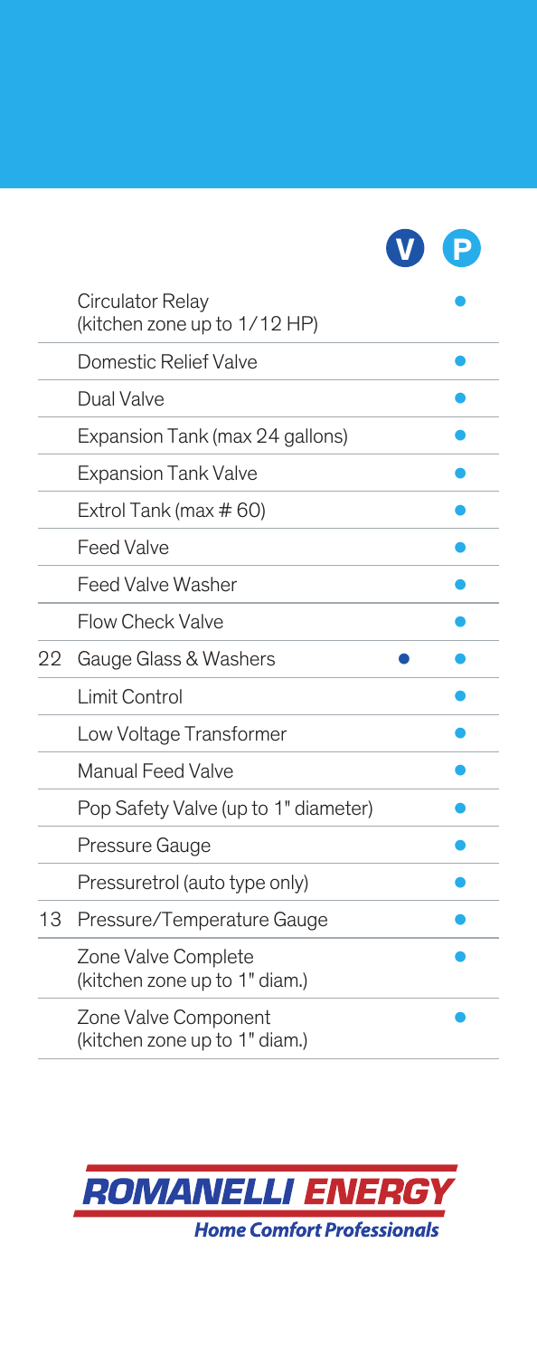| | | V | P |
|---|---|---|---|
| | Circulator Relay (kitchen zone up to 1/12 HP) | | ● |
| | Domestic Relief Valve | | ● |
| | Dual Valve | | ● |
| | Expansion Tank (max 24 gallons) | | ● |
| | Expansion Tank Valve | | ● |
| | Extrol Tank (max # 60) | | ● |
| | Feed Valve | | ● |
| | Feed Valve Washer | | ● |
| | Flow Check Valve | | ● |
| 22 | Gauge Glass & Washers | ● | ● |
| | Limit Control | | ● |
| | Low Voltage Transformer | | ● |
| | Manual Feed Valve | | ● |
| | Pop Safety Valve (up to 1" diameter) | | ● |
| | Pressure Gauge | | ● |
| | Pressuretrol (auto type only) | | ● |
| 13 | Pressure/Temperature Gauge | | ● |
| | Zone Valve Complete (kitchen zone up to 1" diam.) | | ● |
| | Zone Valve Component (kitchen zone up to 1" diam.) | | ● |

ROMANELLI ENERGY
Home Comfort Professionals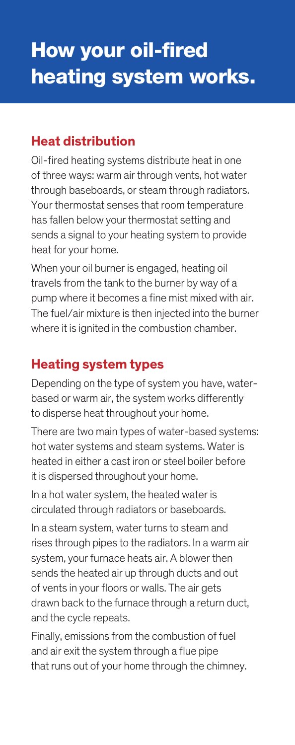# How your oil-fired heating system works.

## Heat distribution

Oil-fired heating systems distribute heat in one of three ways: warm air through vents, hot water through baseboards, or steam through radiators. Your thermostat senses that room temperature has fallen below your thermostat setting and sends a signal to your heating system to provide heat for your home.

When your oil burner is engaged, heating oil travels from the tank to the burner by way of a pump where it becomes a fine mist mixed with air. The fuel/air mixture is then injected into the burner where it is ignited in the combustion chamber.

## Heating system types

Depending on the type of system you have, water-based or warm air, the system works differently to disperse heat throughout your home.

There are two main types of water-based systems: hot water systems and steam systems. Water is heated in either a cast iron or steel boiler before it is dispersed throughout your home.

In a hot water system, the heated water is circulated through radiators or baseboards.

In a steam system, water turns to steam and rises through pipes to the radiators. In a warm air system, your furnace heats air. A blower then sends the heated air up through ducts and out of vents in your floors or walls. The air gets drawn back to the furnace through a return duct, and the cycle repeats.

Finally, emissions from the combustion of fuel and air exit the system through a flue pipe that runs out of your home through the chimney.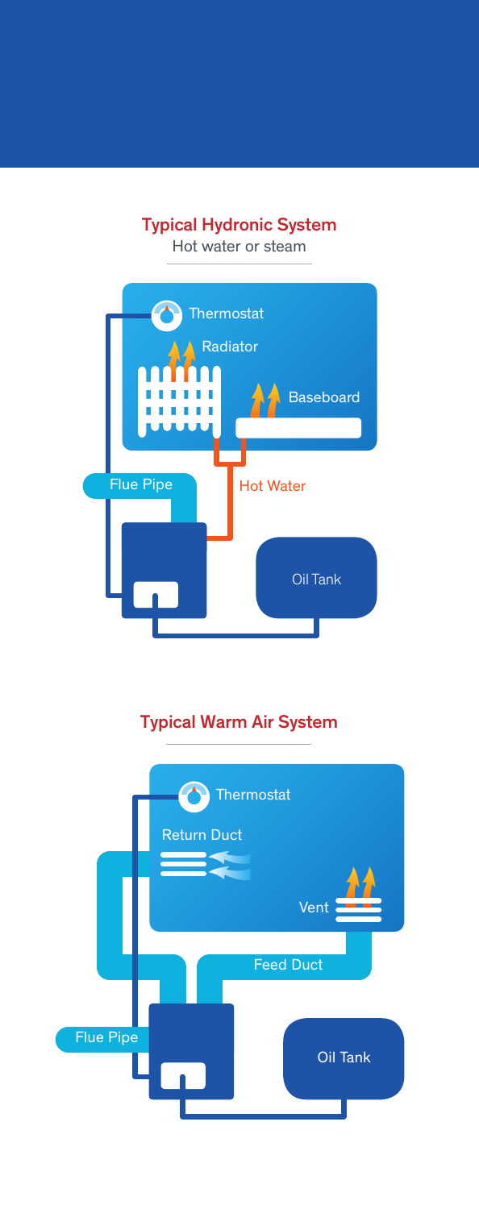## Typical Hydronic System

Hot water or steam

Thermostat

Radiator

Baseboard

Flue Pipe

Hot Water

Oil Tank

## Typical Warm Air System

Thermostat

Return Duct

Vent

Feed Duct

Flue Pipe

Oil Tank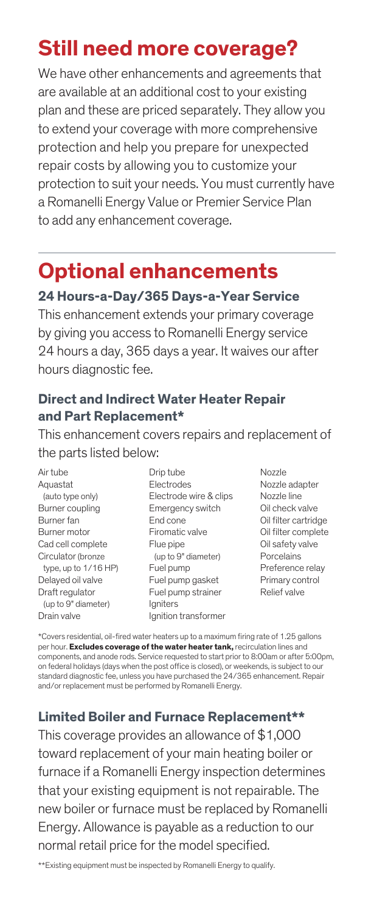## Still need more coverage?

We have other enhancements and agreements that are available at an additional cost to your existing plan and these are priced separately. They allow you to extend your coverage with more comprehensive protection and help you prepare for unexpected repair costs by allowing you to customize your protection to suit your needs. You must currently have a Romanelli Energy Value or Premier Service Plan to add any enhancement coverage.

---

## Optional enhancements

### 24 Hours-a-Day/365 Days-a-Year Service

This enhancement extends your primary coverage by giving you access to Romanelli Energy service 24 hours a day, 365 days a year. It waives our after hours diagnostic fee.

### Direct and Indirect Water Heater Repair and Part Replacement*

This enhancement covers repairs and replacement of the parts listed below:

- Air tube
- Aquastat (auto type only)
- Burner coupling
- Burner fan
- Burner motor
- Cad cell complete
- Circulator (bronze type, up to 1/16 HP)
- Delayed oil valve
- Draft regulator (up to 9" diameter)
- Drain valve
- Drip tube
- Electrodes
- Electrode wire & clips
- Emergency switch
- End cone
- Firomatic valve
- Flue pipe (up to 9" diameter)
- Fuel pump
- Fuel pump gasket
- Fuel pump strainer
- Igniters
- Ignition transformer
- Nozzle
- Nozzle adapter
- Nozzle line
- Oil check valve
- Oil filter cartridge
- Oil filter complete
- Oil safety valve
- Porcelains
- Preference relay
- Primary control
- Relief valve

*Covers residential, oil-fired water heaters up to a maximum firing rate of 1.25 gallons per hour. **Excludes coverage of the water heater tank,** recirculation lines and components, and anode rods. Service requested to start prior to 8:00am or after 5:00pm, on federal holidays (days when the post office is closed), or weekends, is subject to our standard diagnostic fee, unless you have purchased the 24/365 enhancement. Repair and/or replacement must be performed by Romanelli Energy.

### Limited Boiler and Furnace Replacement**

This coverage provides an allowance of $1,000 toward replacement of your main heating boiler or furnace if a Romanelli Energy inspection determines that your existing equipment is not repairable. The new boiler or furnace must be replaced by Romanelli Energy. Allowance is payable as a reduction to our normal retail price for the model specified.

**Existing equipment must be inspected by Romanelli Energy to qualify.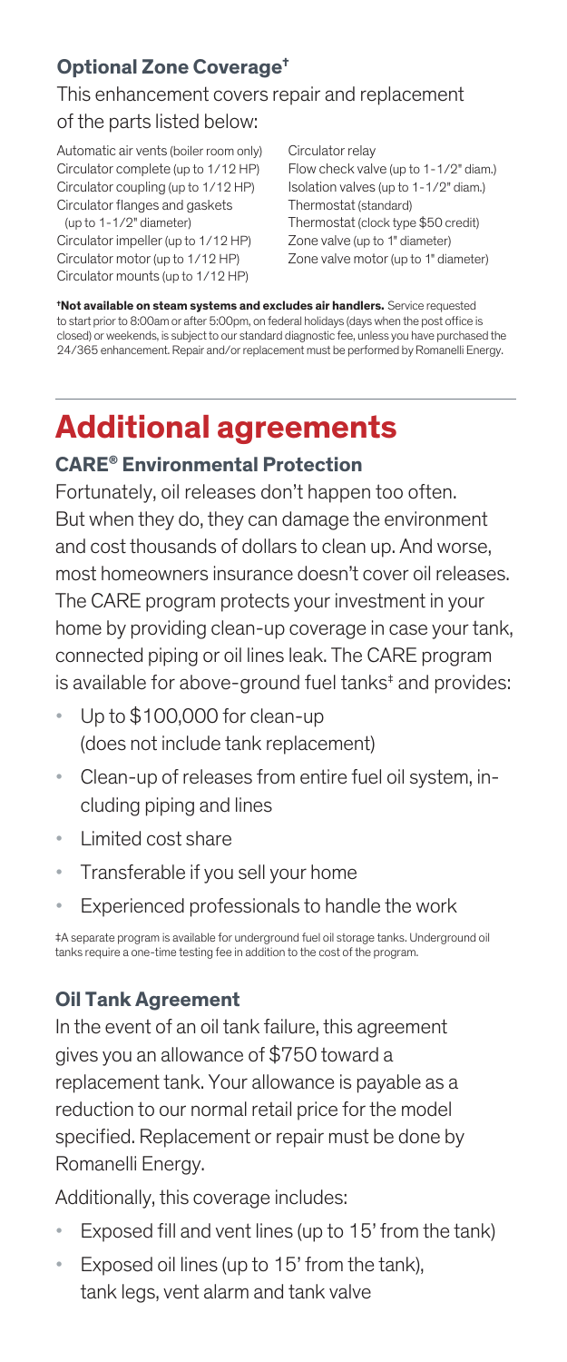### Optional Zone Coverage†

This enhancement covers repair and replacement of the parts listed below:

- Automatic air vents (boiler room only)
- Circulator complete (up to 1/12 HP)
- Circulator coupling (up to 1/12 HP)
- Circulator flanges and gaskets (up to 1-1/2" diameter)
- Circulator impeller (up to 1/12 HP)
- Circulator motor (up to 1/12 HP)
- Circulator mounts (up to 1/12 HP)
- Circulator relay
- Flow check valve (up to 1-1/2" diam.)
- Isolation valves (up to 1-1/2" diam.)
- Thermostat (standard)
- Thermostat (clock type $50 credit)
- Zone valve (up to 1" diameter)
- Zone valve motor (up to 1" diameter)

†**Not available on steam systems and excludes air handlers.** Service requested to start prior to 8:00am or after 5:00pm, on federal holidays (days when the post office is closed) or weekends, is subject to our standard diagnostic fee, unless you have purchased the 24/365 enhancement. Repair and/or replacement must be performed by Romanelli Energy.

# Additional agreements

### CARE® Environmental Protection

Fortunately, oil releases don't happen too often. But when they do, they can damage the environment and cost thousands of dollars to clean up. And worse, most homeowners insurance doesn't cover oil releases. The CARE program protects your investment in your home by providing clean-up coverage in case your tank, connected piping or oil lines leak. The CARE program is available for above-ground fuel tanks‡ and provides:

- Up to $100,000 for clean-up (does not include tank replacement)
- Clean-up of releases from entire fuel oil system, including piping and lines
- Limited cost share
- Transferable if you sell your home
- Experienced professionals to handle the work

‡A separate program is available for underground fuel oil storage tanks. Underground oil tanks require a one-time testing fee in addition to the cost of the program.

### Oil Tank Agreement

In the event of an oil tank failure, this agreement gives you an allowance of $750 toward a replacement tank. Your allowance is payable as a reduction to our normal retail price for the model specified. Replacement or repair must be done by Romanelli Energy.

Additionally, this coverage includes:

- Exposed fill and vent lines (up to 15' from the tank)
- Exposed oil lines (up to 15' from the tank), tank legs, vent alarm and tank valve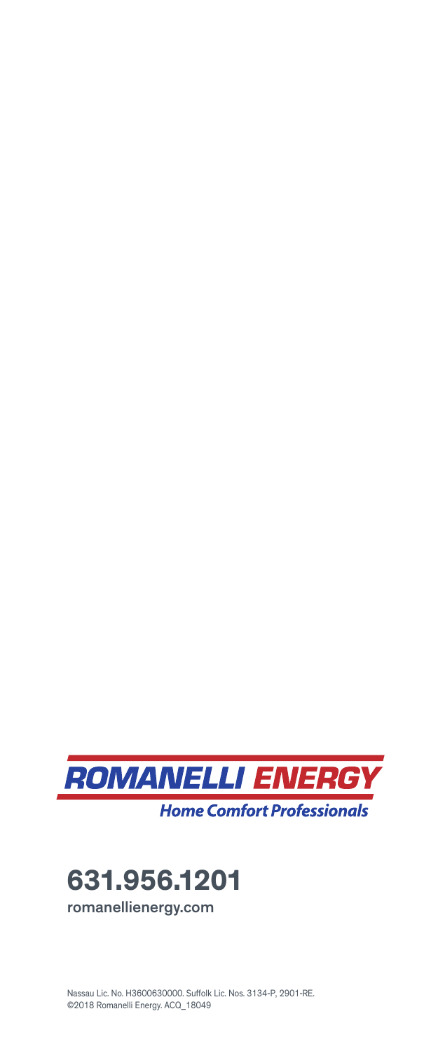**ROMANELLI ENERGY**

*Home Comfort Professionals*

**631.956.1201**

romanellienergy.com

Nassau Lic. No. H3600630000. Suffolk Lic. Nos. 3134-P, 2901-RE.
©2018 Romanelli Energy. ACQ_18049